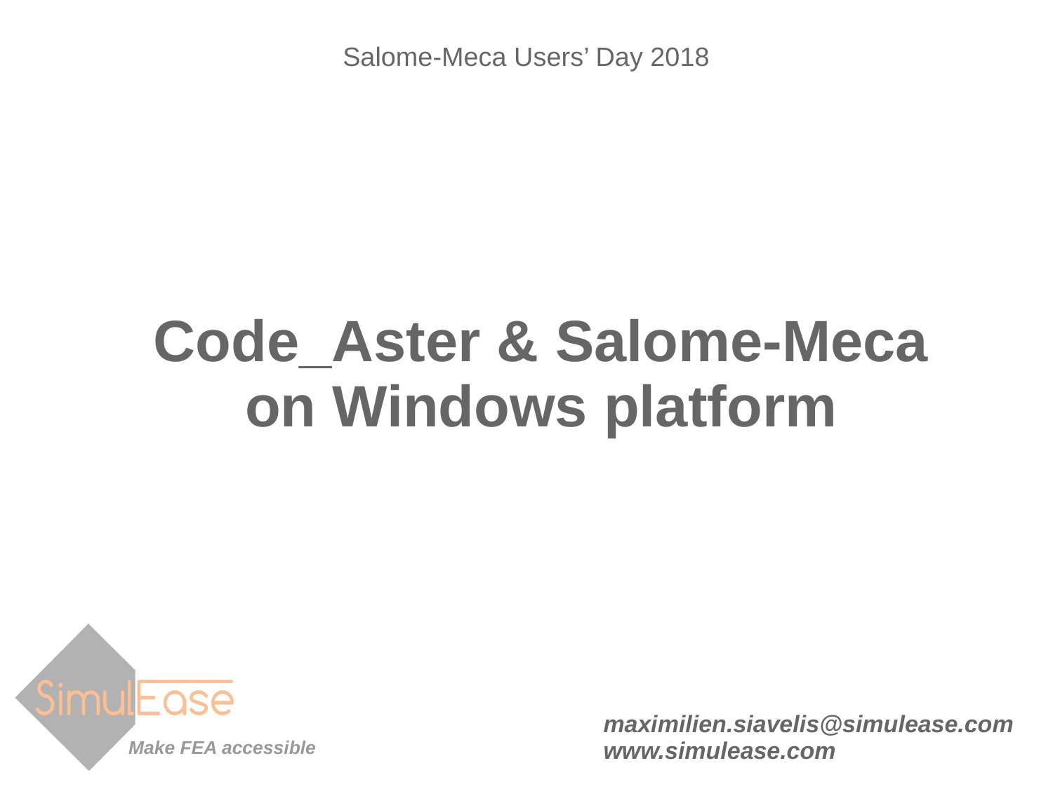Salome-Meca Users' Day 2018

# Code_Aster & Salome-Meca on Windows platform

SimulEase

*Make FEA accessible*

***maximilien.siavelis@simulease.com***
***www.simulease.com***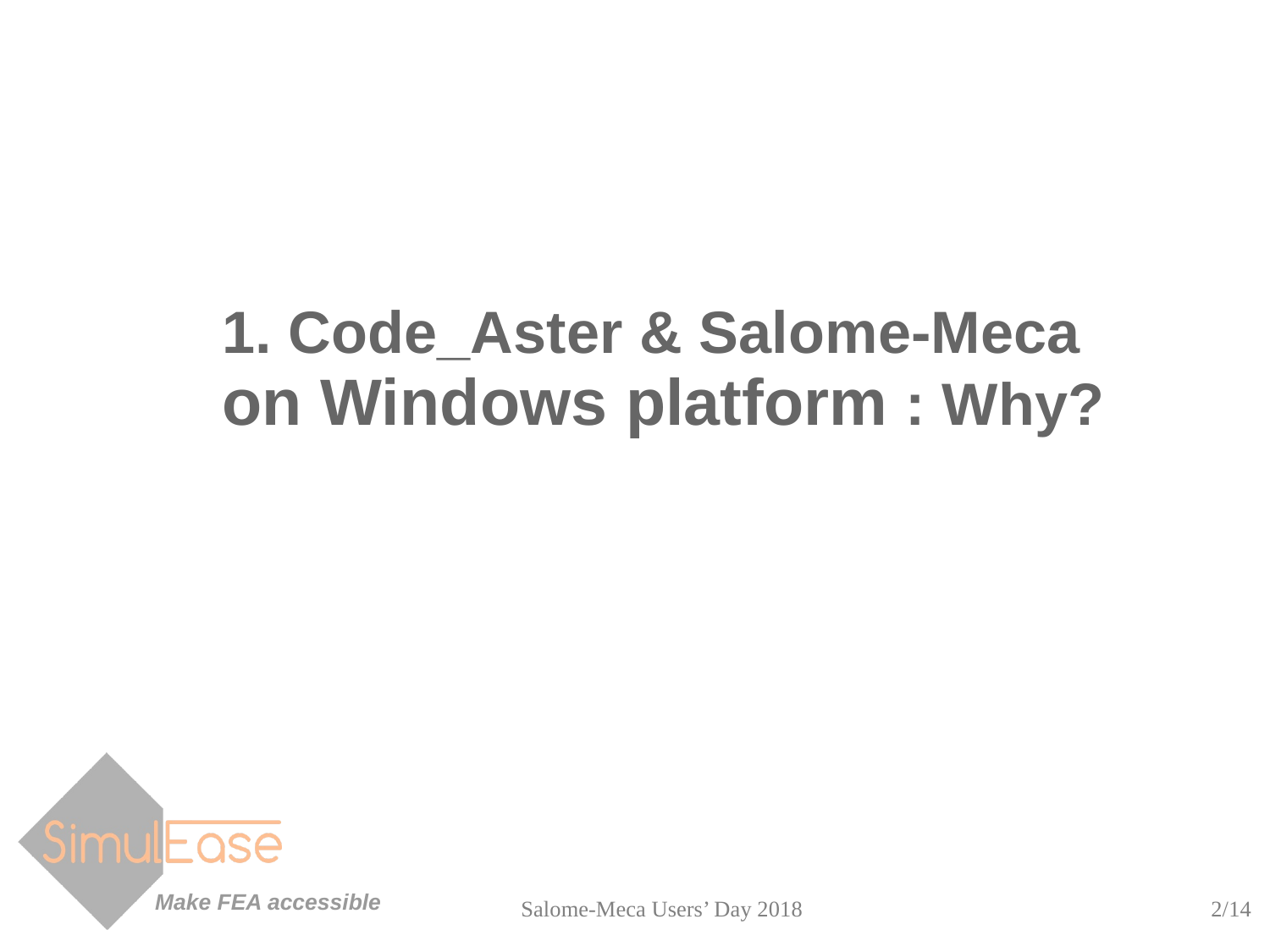# 1. Code_Aster & Salome-Meca on Windows platform : Why?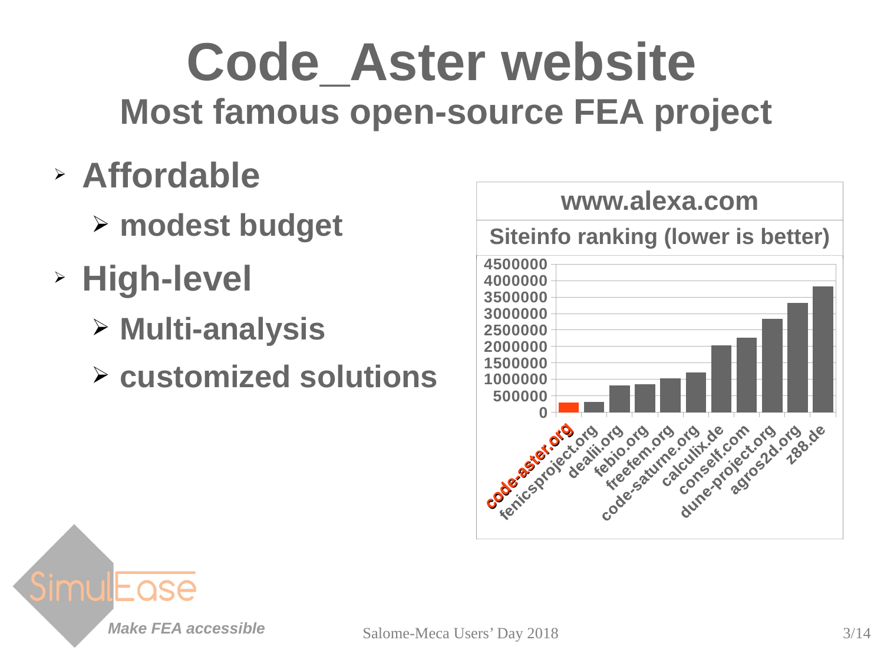# Code_Aster website

## Most famous open-source FEA project

- **Affordable**
  - **modest budget**
- **High-level**
  - **Multi-analysis**
  - **customized solutions**

**www.alexa.com**

**Siteinfo ranking (lower is better)**

| Site | Ranking (approx.) |
| --- | --- |
| code-aster.org | 300000 |
| fenicsproject.org | 320000 |
| dealii.org | 810000 |
| febio.org | 840000 |
| freefem.org | 1020000 |
| code-saturne.org | 1200000 |
| calculix.de | 2020000 |
| conself.com | 2260000 |
| dune-project.org | 2830000 |
| agros2d.org | 3320000 |
| z88.de | 3820000 |

*Make FEA accessible*

Salome-Meca Users' Day 2018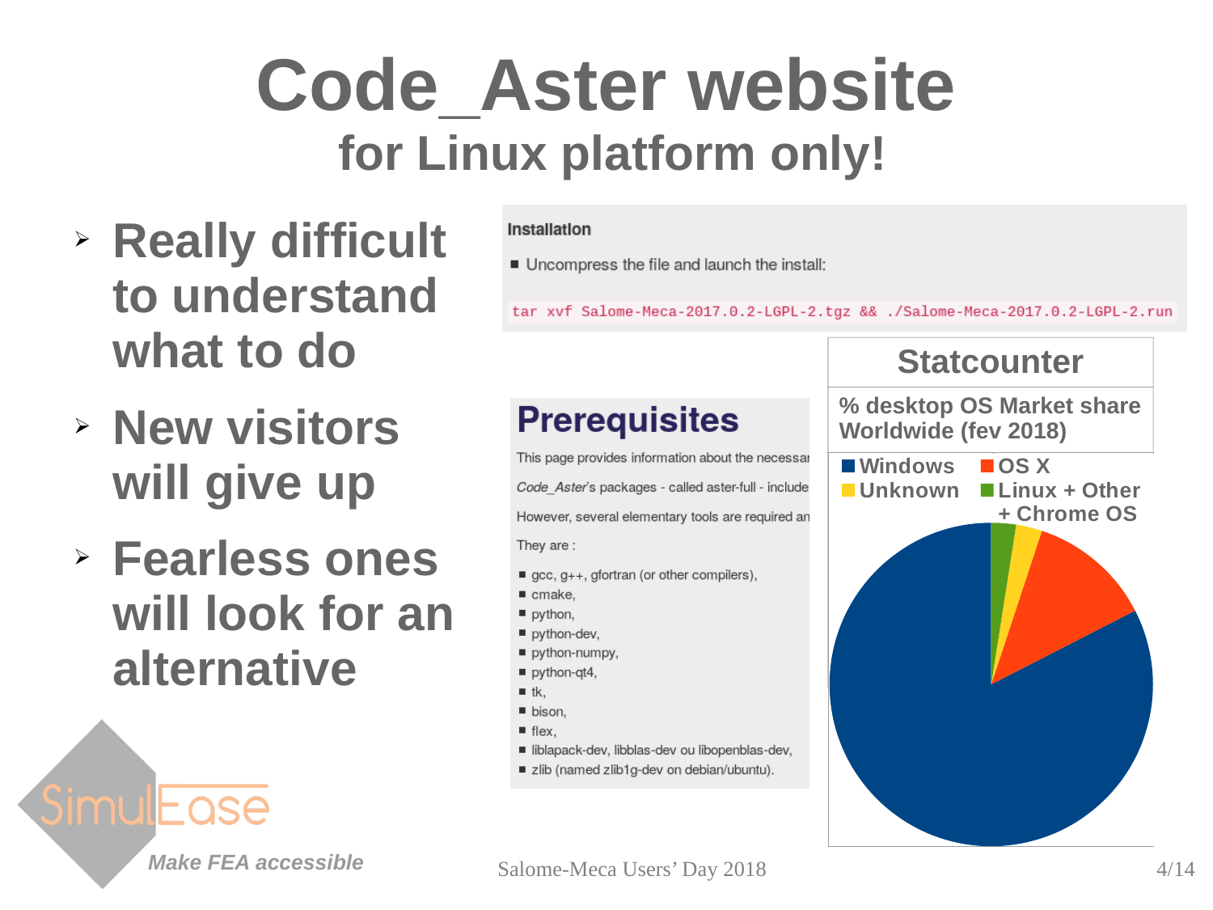# Code_Aster website

## for Linux platform only!

- **Really difficult to understand what to do**
- **New visitors will give up**
- **Fearless ones will look for an alternative**

**Installation**

- Uncompress the file and launch the install:

```
tar xvf Salome-Meca-2017.0.2-LGPL-2.tgz && ./Salome-Meca-2017.0.2-LGPL-2.run
```

### Prerequisites

This page provides information about the necessar

*Code_Aster*'s packages - called aster-full - include

However, several elementary tools are required an

They are :

- gcc, g++, gfortran (or other compilers),
- cmake,
- python,
- python-dev,
- python-numpy,
- python-qt4,
- tk,
- bison,
- flex,
- liblapack-dev, libblas-dev ou libopenblas-dev,
- zlib (named zlib1g-dev on debian/ubuntu).

**Statcounter**

**% desktop OS Market share Worldwide (fev 2018)**

Windows | OS X | Unknown | Linux + Other + Chrome OS

SimulEase

*Make FEA accessible*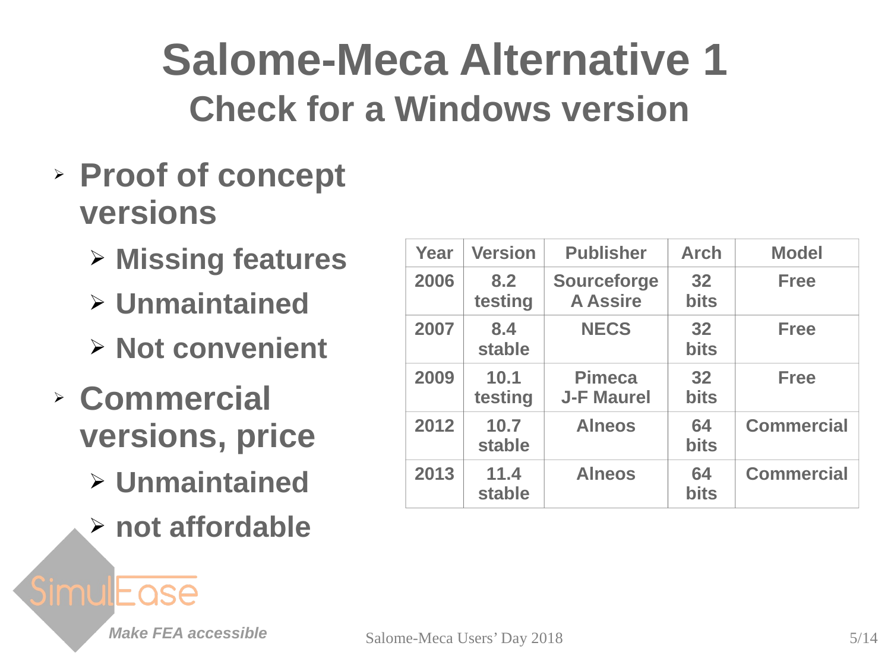# Salome-Meca Alternative 1

## Check for a Windows version

- **Proof of concept versions**
  - **Missing features**
  - **Unmaintained**
  - **Not convenient**
- **Commercial versions, price**
  - **Unmaintained**
  - **not affordable**

| Year | Version | Publisher | Arch | Model |
|---|---|---|---|---|
| 2006 | 8.2 testing | Sourceforge A Assire | 32 bits | Free |
| 2007 | 8.4 stable | NECS | 32 bits | Free |
| 2009 | 10.1 testing | Pimeca J-F Maurel | 32 bits | Free |
| 2012 | 10.7 stable | Alneos | 64 bits | Commercial |
| 2013 | 11.4 stable | Alneos | 64 bits | Commercial |

SimulEase

*Make FEA accessible*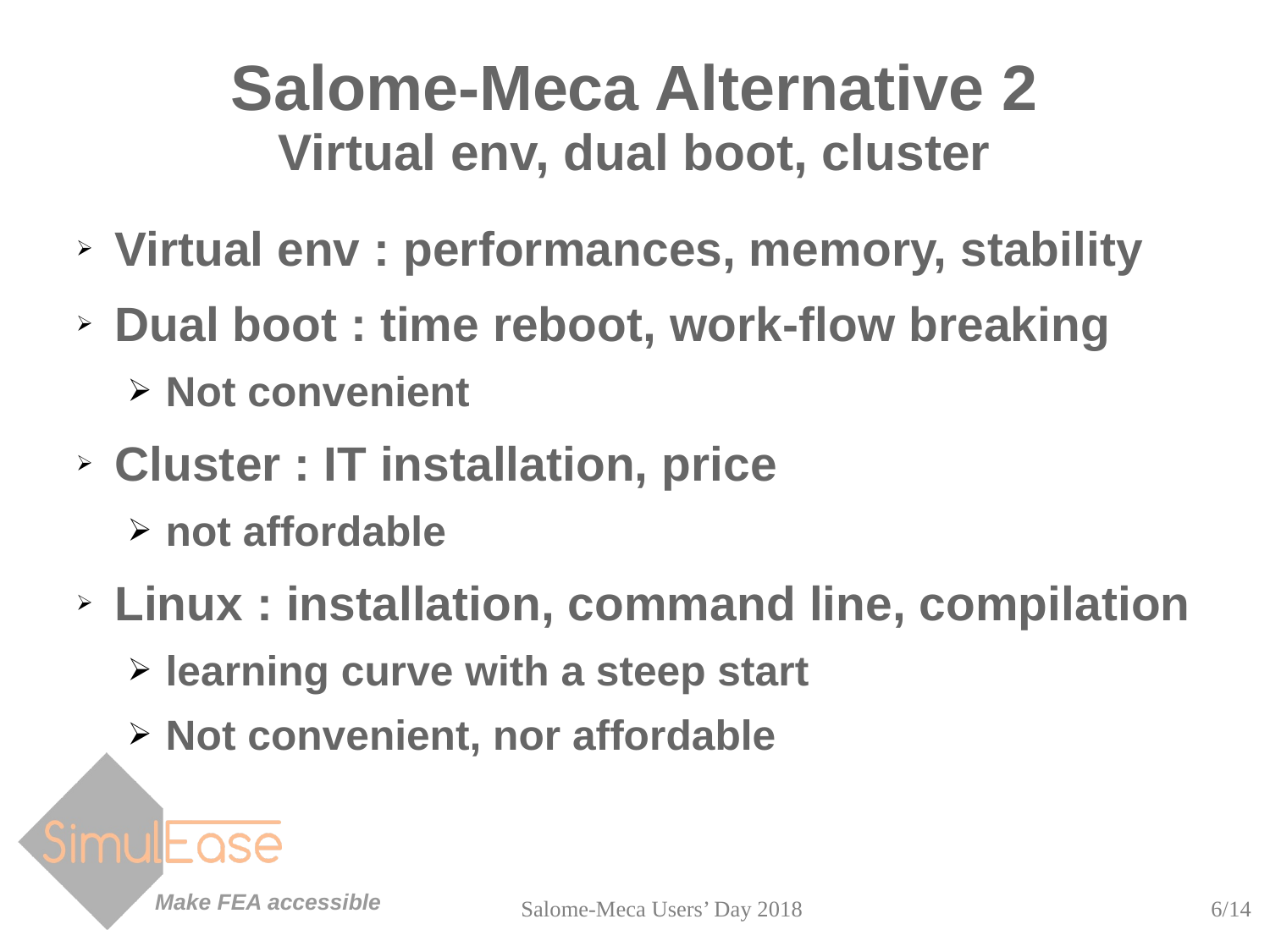# Salome-Meca Alternative 2

## Virtual env, dual boot, cluster

- **Virtual env : performances, memory, stability**
- **Dual boot : time reboot, work-flow breaking**
  - **Not convenient**
- **Cluster : IT installation, price**
  - **not affordable**
- **Linux : installation, command line, compilation**
  - **learning curve with a steep start**
  - **Not convenient, nor affordable**

SimulEase

*Make FEA accessible*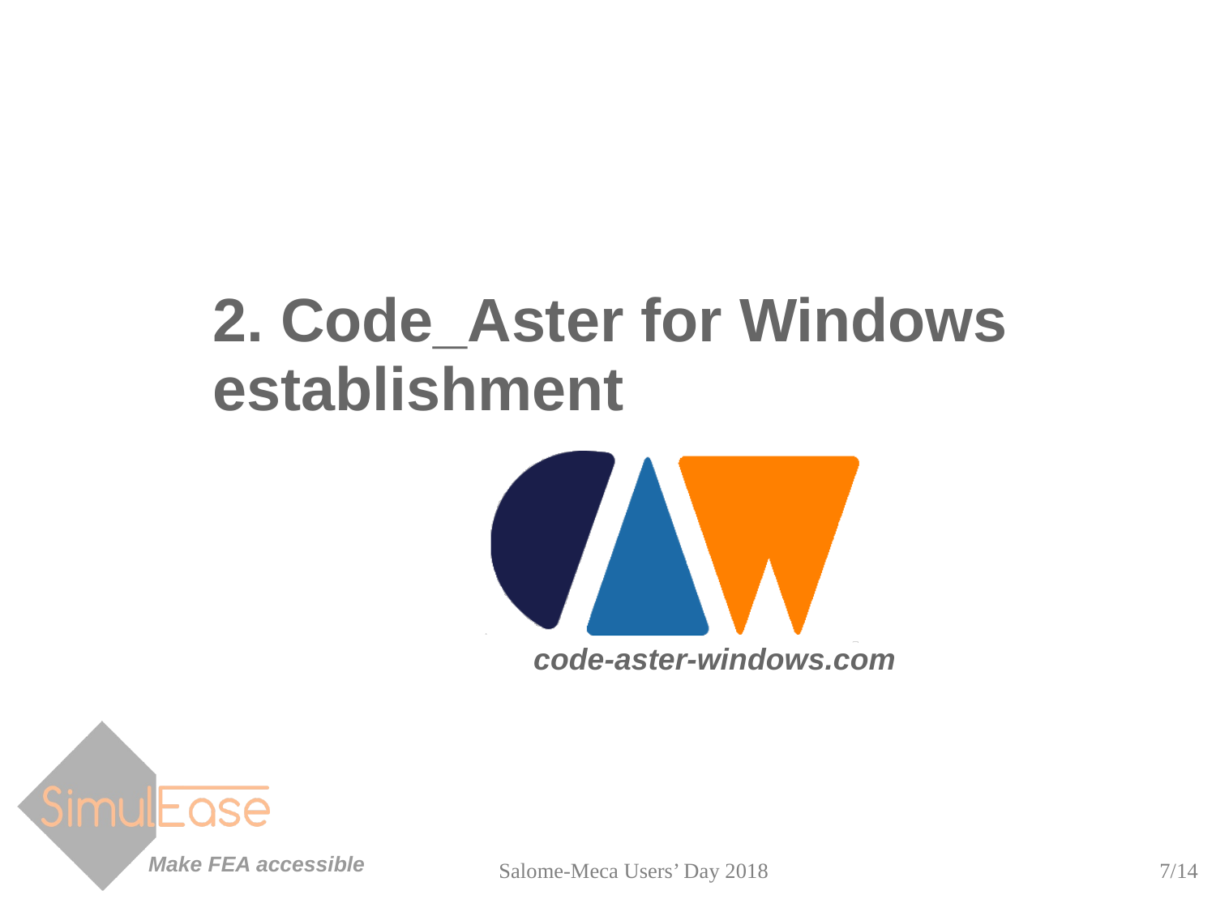# 2. Code_Aster for Windows establishment

***code-aster-windows.com***

SimulEase

***Make FEA accessible***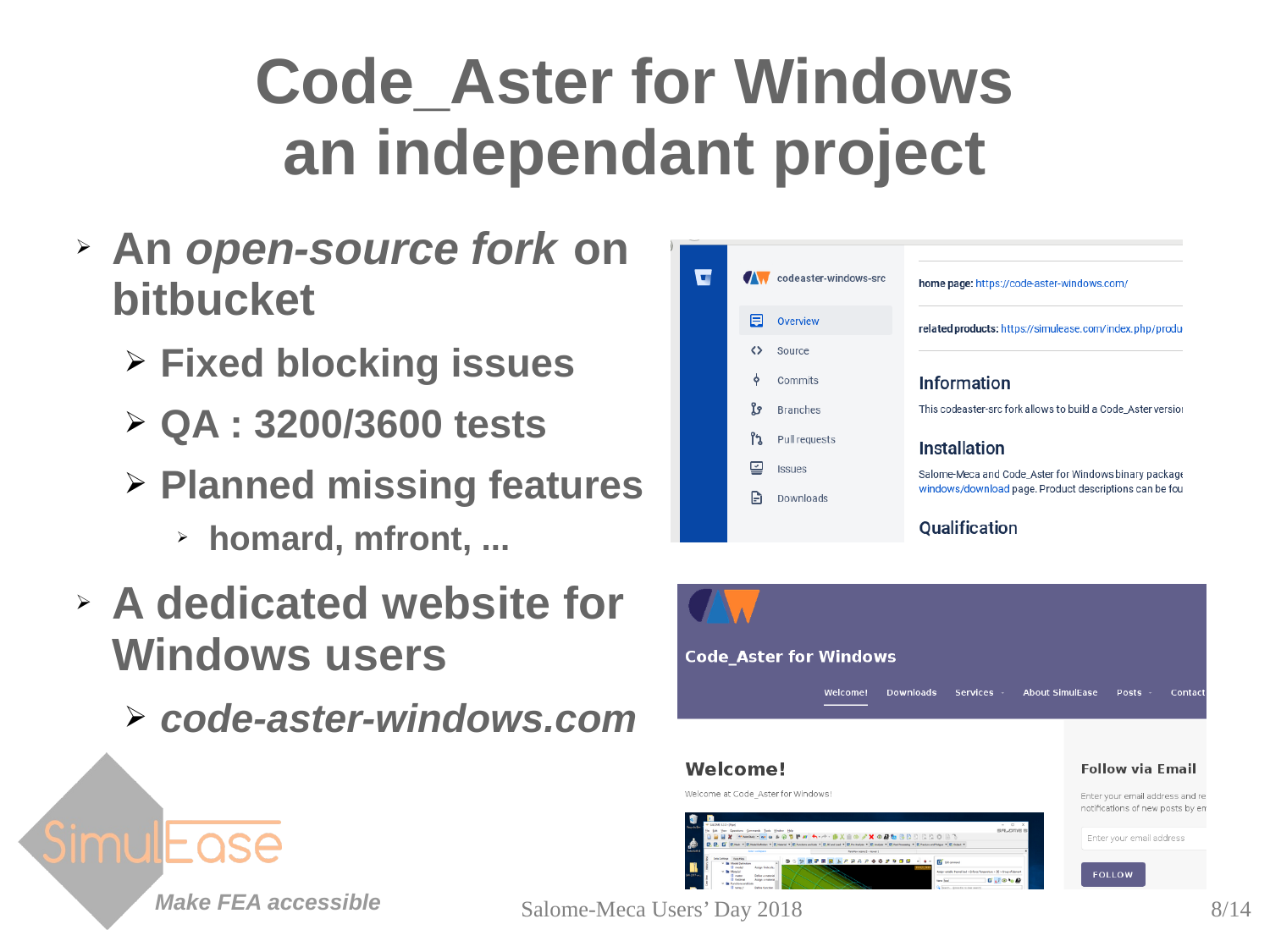# Code_Aster for Windows an independant project

- An *open-source fork* on bitbucket
  - Fixed blocking issues
  - QA : 3200/3600 tests
  - Planned missing features
    - homard, mfront, ...
- A dedicated website for Windows users
  - ***code-aster-windows.com***

SimulEase

*Make FEA accessible*

Salome-Meca Users' Day 2018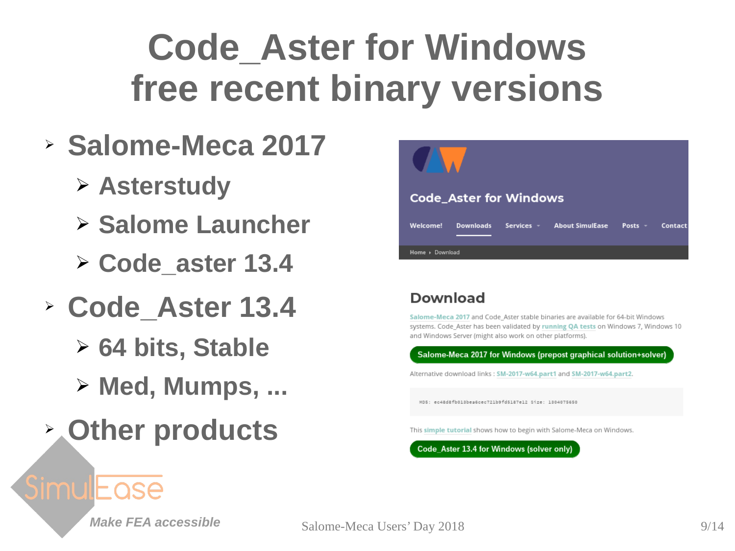# Code_Aster for Windows free recent binary versions

- **Salome-Meca 2017**
  - **Asterstudy**
  - **Salome Launcher**
  - **Code_aster 13.4**
- **Code_Aster 13.4**
  - **64 bits, Stable**
  - **Med, Mumps, ...**
- **Other products**

Code_Aster for Windows

Welcome! | Downloads | Services | About SimulEase | Posts | Contact

Home › Download

## Download

Salome-Meca 2017 and Code_Aster stable binaries are available for 64-bit Windows systems. Code_Aster has been validated by running QA tests on Windows 7, Windows 10 and Windows Server (might also work on other platforms).

Salome-Meca 2017 for Windows (prepost graphical solution+solver)

Alternative download links : SM-2017-w64.part1 and SM-2017-w64.part2.

```
MD5: ec48d8fb013bea6cec721b9fd5187e12 Size: 1304075650
```

This simple tutorial shows how to begin with Salome-Meca on Windows.

Code_Aster 13.4 for Windows (solver only)

SimulEase

*Make FEA accessible*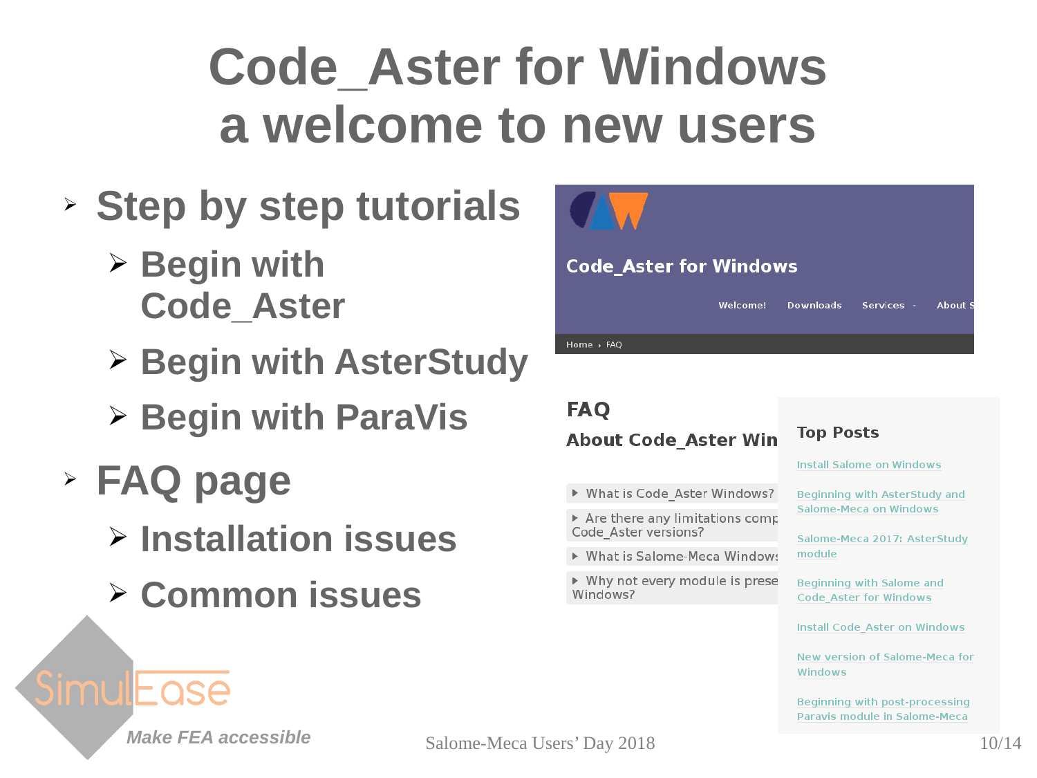# Code_Aster for Windows a welcome to new users

- Step by step tutorials
  - Begin with Code_Aster
  - Begin with AsterStudy
  - Begin with ParaVis
- FAQ page
  - Installation issues
  - Common issues

Code_Aster for Windows

Welcome! Downloads Services About S

Home › FAQ

**FAQ**

**About Code_Aster Win**

- What is Code_Aster Windows?
- Are there any limitations comp Code_Aster versions?
- What is Salome-Meca Windows
- Why not every module is prese Windows?

**Top Posts**

- Install Salome on Windows
- Beginning with AsterStudy and Salome-Meca on Windows
- Salome-Meca 2017: AsterStudy module
- Beginning with Salome and Code_Aster for Windows
- Install Code_Aster on Windows
- New version of Salome-Meca for Windows
- Beginning with post-processing Paravis module in Salome-Meca

SimulEase

*Make FEA accessible*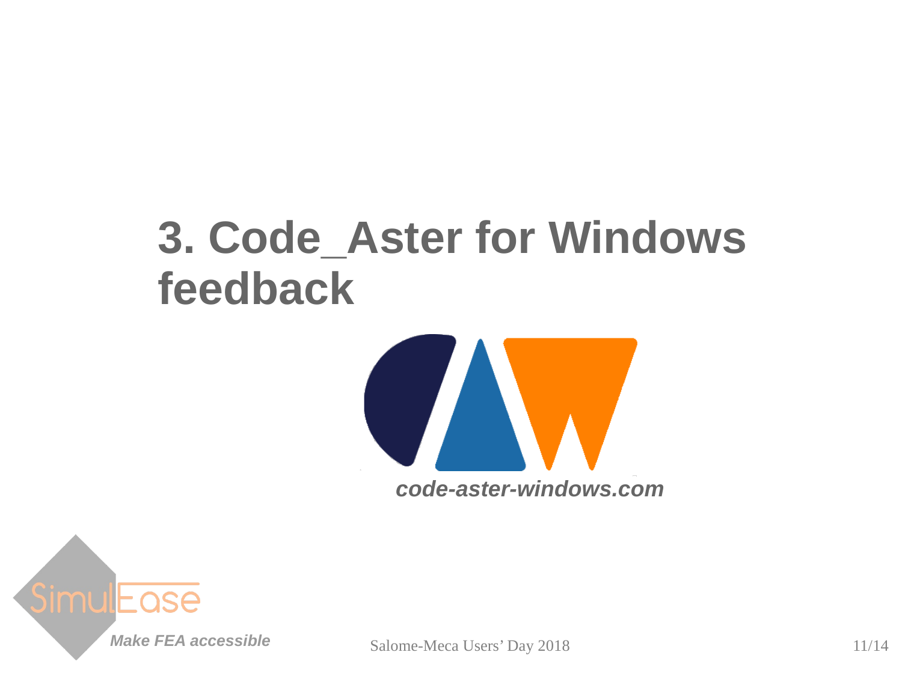# 3. Code_Aster for Windows feedback

***code-aster-windows.com***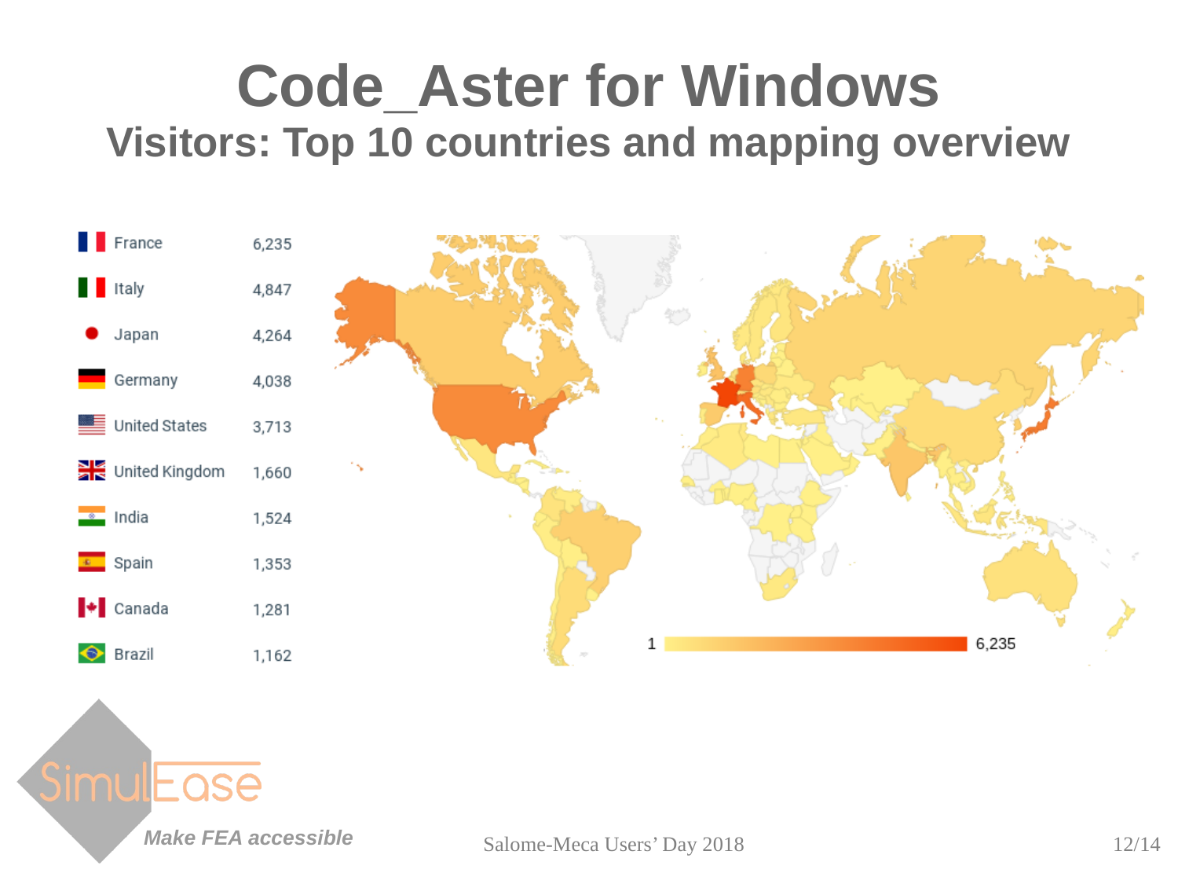# Code_Aster for Windows

## Visitors: Top 10 countries and mapping overview

| Country | Visitors |
| --- | --- |
| France | 6,235 |
| Italy | 4,847 |
| Japan | 4,264 |
| Germany | 4,038 |
| United States | 3,713 |
| United Kingdom | 1,660 |
| India | 1,524 |
| Spain | 1,353 |
| Canada | 1,281 |
| Brazil | 1,162 |

1 — 6,235

SimulEase

*Make FEA accessible*

Salome-Meca Users' Day 2018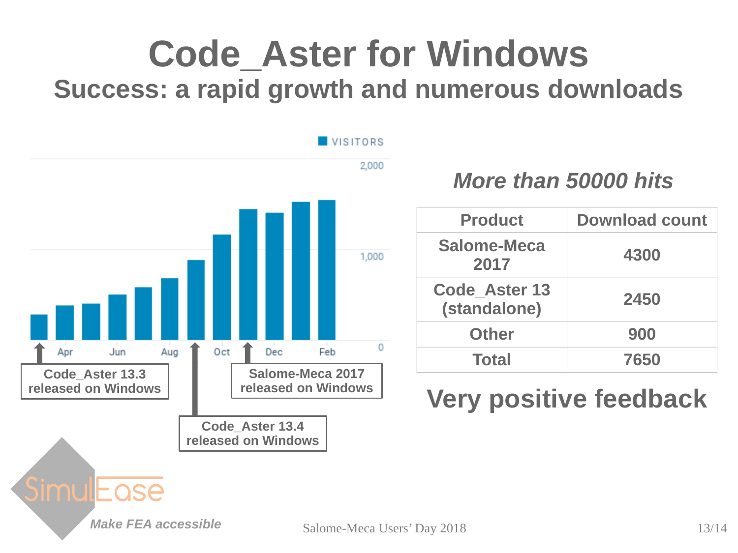# Code_Aster for Windows

## Success: a rapid growth and numerous downloads

VISITORS

2,000

1,000

0

Apr Jun Aug Oct Dec Feb

Code_Aster 13.3 released on Windows

Code_Aster 13.4 released on Windows

Salome-Meca 2017 released on Windows

*More than 50000 hits*

| Product | Download count |
|---|---|
| Salome-Meca 2017 | 4300 |
| Code_Aster 13 (standalone) | 2450 |
| Other | 900 |
| Total | 7650 |

**Very positive feedback**

SimulEase

*Make FEA accessible*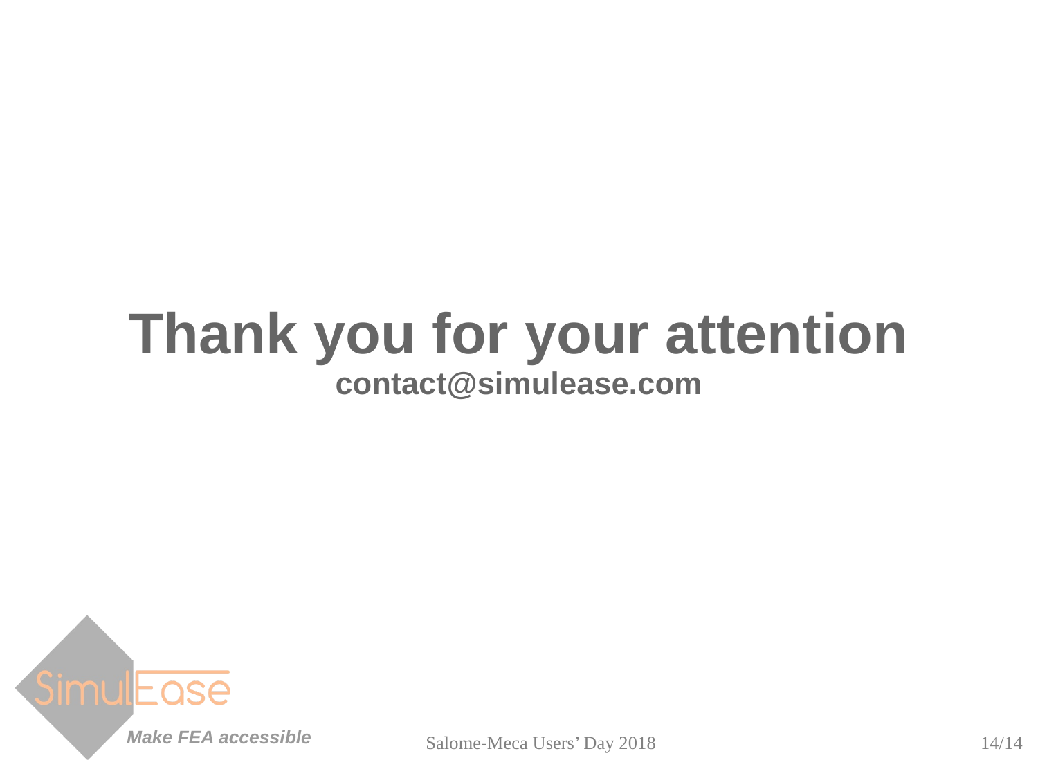# Thank you for your attention

**contact@simulease.com**

SimulEase

***Make FEA accessible***